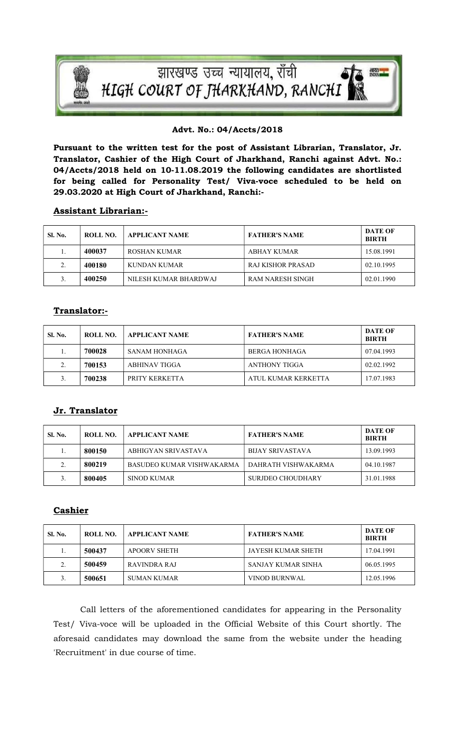# झारखण्ड उच्च न्यायालय, राँची
# HIGH COURT OF JHARKHAND, RANCHI

**Advt. No.: 04/Accts/2018**

**Pursuant to the written test for the post of Assistant Librarian, Translator, Jr. Translator, Cashier of the High Court of Jharkhand, Ranchi against Advt. No.: 04/Accts/2018 held on 10-11.08.2019 the following candidates are shortlisted for being called for Personality Test/ Viva-voce scheduled to be held on 29.03.2020 at High Court of Jharkhand, Ranchi:-**

## Assistant Librarian:-

| Sl. No. | ROLL NO. | APPLICANT NAME | FATHER'S NAME | DATE OF BIRTH |
|---|---|---|---|---|
| 1. | **400037** | ROSHAN KUMAR | ABHAY KUMAR | 15.08.1991 |
| 2. | **400180** | KUNDAN KUMAR | RAJ KISHOR PRASAD | 02.10.1995 |
| 3. | **400250** | NILESH KUMAR BHARDWAJ | RAM NARESH SINGH | 02.01.1990 |

## Translator:-

| Sl. No. | ROLL NO. | APPLICANT NAME | FATHER'S NAME | DATE OF BIRTH |
|---|---|---|---|---|
| 1. | **700028** | SANAM HONHAGA | BERGA HONHAGA | 07.04.1993 |
| 2. | **700153** | ABHINAV TIGGA | ANTHONY TIGGA | 02.02.1992 |
| 3. | **700238** | PRITY KERKETTA | ATUL KUMAR KERKETTA | 17.07.1983 |

## Jr. Translator

| Sl. No. | ROLL NO. | APPLICANT NAME | FATHER'S NAME | DATE OF BIRTH |
|---|---|---|---|---|
| 1. | **800150** | ABHIGYAN SRIVASTAVA | BIJAY SRIVASTAVA | 13.09.1993 |
| 2. | **800219** | BASUDEO KUMAR VISHWAKARMA | DAHRATH VISHWAKARMA | 04.10.1987 |
| 3. | **800405** | SINOD KUMAR | SURJDEO CHOUDHARY | 31.01.1988 |

## Cashier

| Sl. No. | ROLL NO. | APPLICANT NAME | FATHER'S NAME | DATE OF BIRTH |
|---|---|---|---|---|
| 1. | **500437** | APOORV SHETH | JAYESH KUMAR SHETH | 17.04.1991 |
| 2. | **500459** | RAVINDRA RAJ | SANJAY KUMAR SINHA | 06.05.1995 |
| 3. | **500651** | SUMAN KUMAR | VINOD BURNWAL | 12.05.1996 |

Call letters of the aforementioned candidates for appearing in the Personality Test/ Viva-voce will be uploaded in the Official Website of this Court shortly. The aforesaid candidates may download the same from the website under the heading 'Recruitment' in due course of time.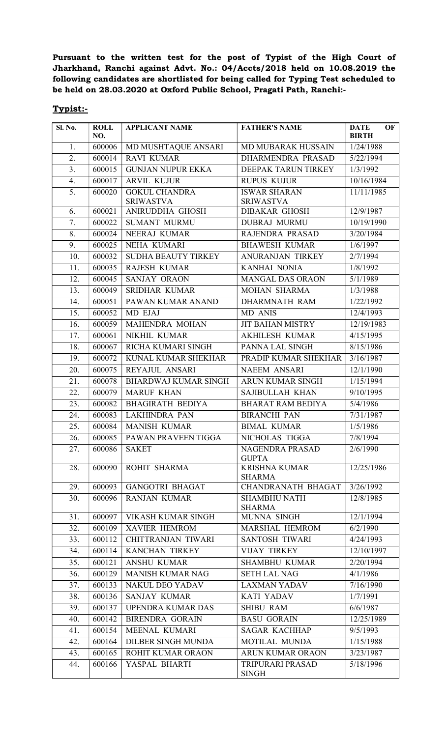**Pursuant to the written test for the post of Typist of the High Court of Jharkhand, Ranchi against Advt. No.: 04/Accts/2018 held on 10.08.2019 the following candidates are shortlisted for being called for Typing Test scheduled to be held on 28.03.2020 at Oxford Public School, Pragati Path, Ranchi:-**

**Typist:-**

| Sl. No. | ROLL NO. | APPLICANT NAME | FATHER'S NAME | DATE OF BIRTH |
|---|---|---|---|---|
| 1. | 600006 | MD MUSHTAQUE ANSARI | MD MUBARAK HUSSAIN | 1/24/1988 |
| 2. | 600014 | RAVI KUMAR | DHARMENDRA PRASAD | 5/22/1994 |
| 3. | 600015 | GUNJAN NUPUR EKKA | DEEPAK TARUN TIRKEY | 1/3/1992 |
| 4. | 600017 | ARVIL KUJUR | RUPUS KUJUR | 10/16/1984 |
| 5. | 600020 | GOKUL CHANDRA SRIWASTVA | ISWAR SHARAN SRIWASTVA | 11/11/1985 |
| 6. | 600021 | ANIRUDDHA GHOSH | DIBAKAR GHOSH | 12/9/1987 |
| 7. | 600022 | SUMANT MURMU | DUBRAJ MURMU | 10/19/1990 |
| 8. | 600024 | NEERAJ KUMAR | RAJENDRA PRASAD | 3/20/1984 |
| 9. | 600025 | NEHA KUMARI | BHAWESH KUMAR | 1/6/1997 |
| 10. | 600032 | SUDHA BEAUTY TIRKEY | ANURANJAN TIRKEY | 2/7/1994 |
| 11. | 600035 | RAJESH KUMAR | KANHAI NONIA | 1/8/1992 |
| 12. | 600045 | SANJAY ORAON | MANGAL DAS ORAON | 5/1/1989 |
| 13. | 600049 | SRIDHAR KUMAR | MOHAN SHARMA | 1/3/1988 |
| 14. | 600051 | PAWAN KUMAR ANAND | DHARMNATH RAM | 1/22/1992 |
| 15. | 600052 | MD EJAJ | MD ANIS | 12/4/1993 |
| 16. | 600059 | MAHENDRA MOHAN | JIT BAHAN MISTRY | 12/19/1983 |
| 17. | 600061 | NIKHIL KUMAR | AKHILESH KUMAR | 4/15/1995 |
| 18. | 600067 | RICHA KUMARI SINGH | PANNA LAL SINGH | 8/15/1986 |
| 19. | 600072 | KUNAL KUMAR SHEKHAR | PRADIP KUMAR SHEKHAR | 3/16/1987 |
| 20. | 600075 | REYAJUL ANSARI | NAEEM ANSARI | 12/1/1990 |
| 21. | 600078 | BHARDWAJ KUMAR SINGH | ARUN KUMAR SINGH | 1/15/1994 |
| 22. | 600079 | MARUF KHAN | SAJIBULLAH KHAN | 9/10/1995 |
| 23. | 600082 | BHAGIRATH BEDIYA | BHARAT RAM BEDIYA | 5/4/1986 |
| 24. | 600083 | LAKHINDRA PAN | BIRANCHI PAN | 7/31/1987 |
| 25. | 600084 | MANISH KUMAR | BIMAL KUMAR | 1/5/1986 |
| 26. | 600085 | PAWAN PRAVEEN TIGGA | NICHOLAS TIGGA | 7/8/1994 |
| 27. | 600086 | SAKET | NAGENDRA PRASAD GUPTA | 2/6/1990 |
| 28. | 600090 | ROHIT SHARMA | KRISHNA KUMAR SHARMA | 12/25/1986 |
| 29. | 600093 | GANGOTRI BHAGAT | CHANDRANATH BHAGAT | 3/26/1992 |
| 30. | 600096 | RANJAN KUMAR | SHAMBHU NATH SHARMA | 12/8/1985 |
| 31. | 600097 | VIKASH KUMAR SINGH | MUNNA SINGH | 12/1/1994 |
| 32. | 600109 | XAVIER HEMROM | MARSHAL HEMROM | 6/2/1990 |
| 33. | 600112 | CHITTRANJAN TIWARI | SANTOSH TIWARI | 4/24/1993 |
| 34. | 600114 | KANCHAN TIRKEY | VIJAY TIRKEY | 12/10/1997 |
| 35. | 600121 | ANSHU KUMAR | SHAMBHU KUMAR | 2/20/1994 |
| 36. | 600129 | MANISH KUMAR NAG | SETH LAL NAG | 4/1/1986 |
| 37. | 600133 | NAKUL DEO YADAV | LAXMAN YADAV | 7/16/1990 |
| 38. | 600136 | SANJAY KUMAR | KATI YADAV | 1/7/1991 |
| 39. | 600137 | UPENDRA KUMAR DAS | SHIBU RAM | 6/6/1987 |
| 40. | 600142 | BIRENDRA GORAIN | BASU GORAIN | 12/25/1989 |
| 41. | 600154 | MEENAL KUMARI | SAGAR KACHHAP | 9/5/1993 |
| 42. | 600164 | DILBER SINGH MUNDA | MOTILAL MUNDA | 1/15/1988 |
| 43. | 600165 | ROHIT KUMAR ORAON | ARUN KUMAR ORAON | 3/23/1987 |
| 44. | 600166 | YASPAL BHARTI | TRIPURARI PRASAD SINGH | 5/18/1996 |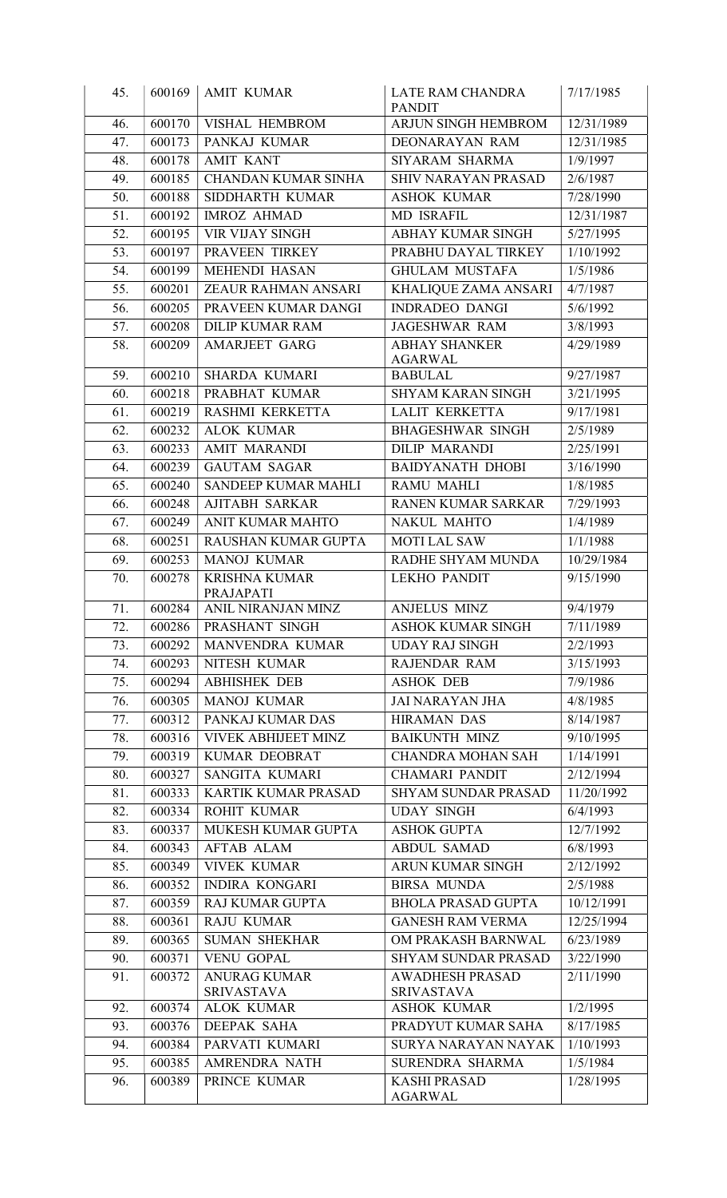| 45. | 600169 | AMIT KUMAR | LATE RAM CHANDRA PANDIT | 7/17/1985 |
|---|---|---|---|---|
| 46. | 600170 | VISHAL HEMBROM | ARJUN SINGH HEMBROM | 12/31/1989 |
| 47. | 600173 | PANKAJ KUMAR | DEONARAYAN RAM | 12/31/1985 |
| 48. | 600178 | AMIT KANT | SIYARAM SHARMA | 1/9/1997 |
| 49. | 600185 | CHANDAN KUMAR SINHA | SHIV NARAYAN PRASAD | 2/6/1987 |
| 50. | 600188 | SIDDHARTH KUMAR | ASHOK KUMAR | 7/28/1990 |
| 51. | 600192 | IMROZ AHMAD | MD ISRAFIL | 12/31/1987 |
| 52. | 600195 | VIR VIJAY SINGH | ABHAY KUMAR SINGH | 5/27/1995 |
| 53. | 600197 | PRAVEEN TIRKEY | PRABHU DAYAL TIRKEY | 1/10/1992 |
| 54. | 600199 | MEHENDI HASAN | GHULAM MUSTAFA | 1/5/1986 |
| 55. | 600201 | ZEAUR RAHMAN ANSARI | KHALIQUE ZAMA ANSARI | 4/7/1987 |
| 56. | 600205 | PRAVEEN KUMAR DANGI | INDRADEO DANGI | 5/6/1992 |
| 57. | 600208 | DILIP KUMAR RAM | JAGESHWAR RAM | 3/8/1993 |
| 58. | 600209 | AMARJEET GARG | ABHAY SHANKER AGARWAL | 4/29/1989 |
| 59. | 600210 | SHARDA KUMARI | BABULAL | 9/27/1987 |
| 60. | 600218 | PRABHAT KUMAR | SHYAM KARAN SINGH | 3/21/1995 |
| 61. | 600219 | RASHMI KERKETTA | LALIT KERKETTA | 9/17/1981 |
| 62. | 600232 | ALOK KUMAR | BHAGESHWAR SINGH | 2/5/1989 |
| 63. | 600233 | AMIT MARANDI | DILIP MARANDI | 2/25/1991 |
| 64. | 600239 | GAUTAM SAGAR | BAIDYANATH DHOBI | 3/16/1990 |
| 65. | 600240 | SANDEEP KUMAR MAHLI | RAMU MAHLI | 1/8/1985 |
| 66. | 600248 | AJITABH SARKAR | RANEN KUMAR SARKAR | 7/29/1993 |
| 67. | 600249 | ANIT KUMAR MAHTO | NAKUL MAHTO | 1/4/1989 |
| 68. | 600251 | RAUSHAN KUMAR GUPTA | MOTI LAL SAW | 1/1/1988 |
| 69. | 600253 | MANOJ KUMAR | RADHE SHYAM MUNDA | 10/29/1984 |
| 70. | 600278 | KRISHNA KUMAR PRAJAPATI | LEKHO PANDIT | 9/15/1990 |
| 71. | 600284 | ANIL NIRANJAN MINZ | ANJELUS MINZ | 9/4/1979 |
| 72. | 600286 | PRASHANT SINGH | ASHOK KUMAR SINGH | 7/11/1989 |
| 73. | 600292 | MANVENDRA KUMAR | UDAY RAJ SINGH | 2/2/1993 |
| 74. | 600293 | NITESH KUMAR | RAJENDAR RAM | 3/15/1993 |
| 75. | 600294 | ABHISHEK DEB | ASHOK DEB | 7/9/1986 |
| 76. | 600305 | MANOJ KUMAR | JAI NARAYAN JHA | 4/8/1985 |
| 77. | 600312 | PANKAJ KUMAR DAS | HIRAMAN DAS | 8/14/1987 |
| 78. | 600316 | VIVEK ABHIJEET MINZ | BAIKUNTH MINZ | 9/10/1995 |
| 79. | 600319 | KUMAR DEOBRAT | CHANDRA MOHAN SAH | 1/14/1991 |
| 80. | 600327 | SANGITA KUMARI | CHAMARI PANDIT | 2/12/1994 |
| 81. | 600333 | KARTIK KUMAR PRASAD | SHYAM SUNDAR PRASAD | 11/20/1992 |
| 82. | 600334 | ROHIT KUMAR | UDAY SINGH | 6/4/1993 |
| 83. | 600337 | MUKESH KUMAR GUPTA | ASHOK GUPTA | 12/7/1992 |
| 84. | 600343 | AFTAB ALAM | ABDUL SAMAD | 6/8/1993 |
| 85. | 600349 | VIVEK KUMAR | ARUN KUMAR SINGH | 2/12/1992 |
| 86. | 600352 | INDIRA KONGARI | BIRSA MUNDA | 2/5/1988 |
| 87. | 600359 | RAJ KUMAR GUPTA | BHOLA PRASAD GUPTA | 10/12/1991 |
| 88. | 600361 | RAJU KUMAR | GANESH RAM VERMA | 12/25/1994 |
| 89. | 600365 | SUMAN SHEKHAR | OM PRAKASH BARNWAL | 6/23/1989 |
| 90. | 600371 | VENU GOPAL | SHYAM SUNDAR PRASAD | 3/22/1990 |
| 91. | 600372 | ANURAG KUMAR SRIVASTAVA | AWADHESH PRASAD SRIVASTAVA | 2/11/1990 |
| 92. | 600374 | ALOK KUMAR | ASHOK KUMAR | 1/2/1995 |
| 93. | 600376 | DEEPAK SAHA | PRADYUT KUMAR SAHA | 8/17/1985 |
| 94. | 600384 | PARVATI KUMARI | SURYA NARAYAN NAYAK | 1/10/1993 |
| 95. | 600385 | AMRENDRA NATH | SURENDRA SHARMA | 1/5/1984 |
| 96. | 600389 | PRINCE KUMAR | KASHI PRASAD AGARWAL | 1/28/1995 |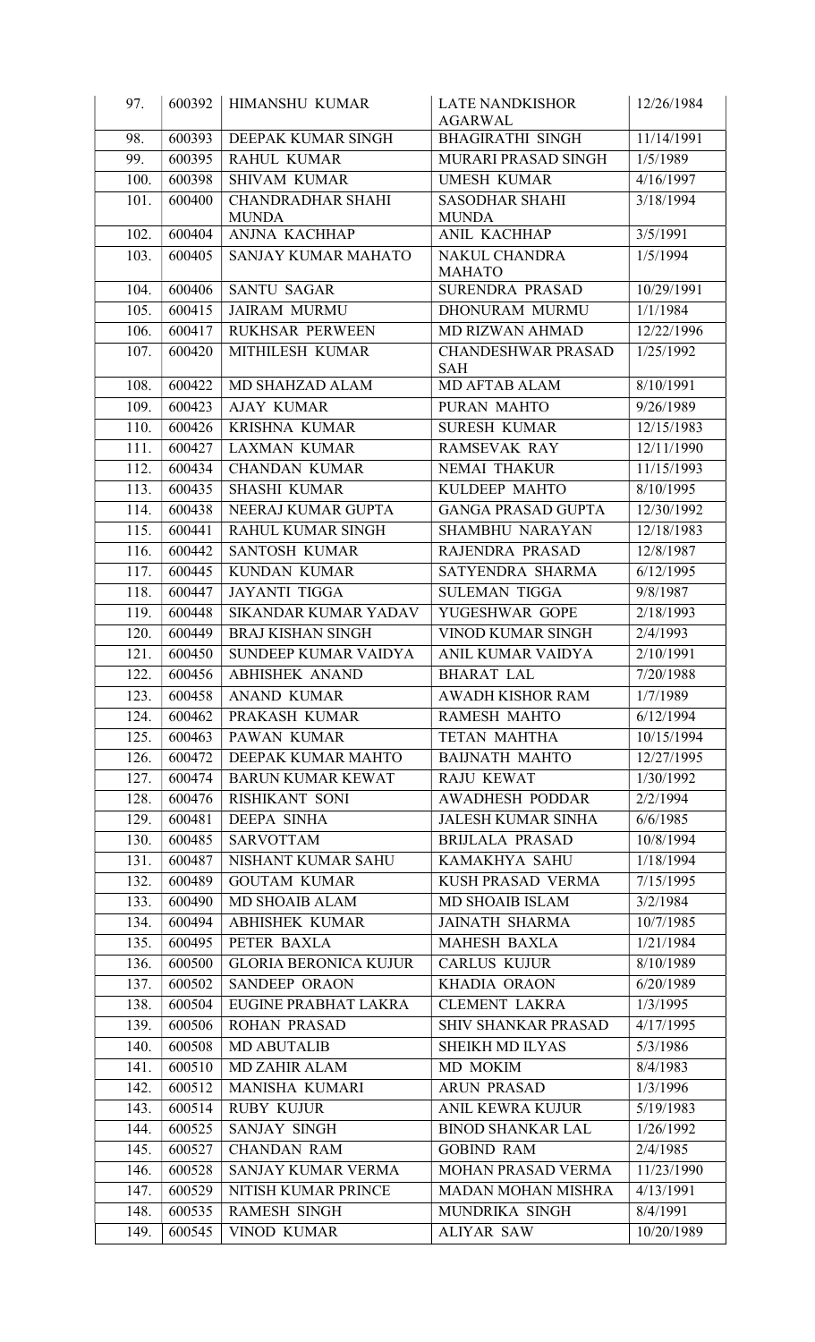| 97. | 600392 | HIMANSHU KUMAR | LATE NANDKISHOR AGARWAL | 12/26/1984 |
|---|---|---|---|---|
| 98. | 600393 | DEEPAK KUMAR SINGH | BHAGIRATHI SINGH | 11/14/1991 |
| 99. | 600395 | RAHUL KUMAR | MURARI PRASAD SINGH | 1/5/1989 |
| 100. | 600398 | SHIVAM KUMAR | UMESH KUMAR | 4/16/1997 |
| 101. | 600400 | CHANDRADHAR SHAHI MUNDA | SASODHAR SHAHI MUNDA | 3/18/1994 |
| 102. | 600404 | ANJNA KACHHAP | ANIL KACHHAP | 3/5/1991 |
| 103. | 600405 | SANJAY KUMAR MAHATO | NAKUL CHANDRA MAHATO | 1/5/1994 |
| 104. | 600406 | SANTU SAGAR | SURENDRA PRASAD | 10/29/1991 |
| 105. | 600415 | JAIRAM MURMU | DHONURAM MURMU | 1/1/1984 |
| 106. | 600417 | RUKHSAR PERWEEN | MD RIZWAN AHMAD | 12/22/1996 |
| 107. | 600420 | MITHILESH KUMAR | CHANDESHWAR PRASAD SAH | 1/25/1992 |
| 108. | 600422 | MD SHAHZAD ALAM | MD AFTAB ALAM | 8/10/1991 |
| 109. | 600423 | AJAY KUMAR | PURAN MAHTO | 9/26/1989 |
| 110. | 600426 | KRISHNA KUMAR | SURESH KUMAR | 12/15/1983 |
| 111. | 600427 | LAXMAN KUMAR | RAMSEVAK RAY | 12/11/1990 |
| 112. | 600434 | CHANDAN KUMAR | NEMAI THAKUR | 11/15/1993 |
| 113. | 600435 | SHASHI KUMAR | KULDEEP MAHTO | 8/10/1995 |
| 114. | 600438 | NEERAJ KUMAR GUPTA | GANGA PRASAD GUPTA | 12/30/1992 |
| 115. | 600441 | RAHUL KUMAR SINGH | SHAMBHU NARAYAN | 12/18/1983 |
| 116. | 600442 | SANTOSH KUMAR | RAJENDRA PRASAD | 12/8/1987 |
| 117. | 600445 | KUNDAN KUMAR | SATYENDRA SHARMA | 6/12/1995 |
| 118. | 600447 | JAYANTI TIGGA | SULEMAN TIGGA | 9/8/1987 |
| 119. | 600448 | SIKANDAR KUMAR YADAV | YUGESHWAR GOPE | 2/18/1993 |
| 120. | 600449 | BRAJ KISHAN SINGH | VINOD KUMAR SINGH | 2/4/1993 |
| 121. | 600450 | SUNDEEP KUMAR VAIDYA | ANIL KUMAR VAIDYA | 2/10/1991 |
| 122. | 600456 | ABHISHEK ANAND | BHARAT LAL | 7/20/1988 |
| 123. | 600458 | ANAND KUMAR | AWADH KISHOR RAM | 1/7/1989 |
| 124. | 600462 | PRAKASH KUMAR | RAMESH MAHTO | 6/12/1994 |
| 125. | 600463 | PAWAN KUMAR | TETAN MAHTHA | 10/15/1994 |
| 126. | 600472 | DEEPAK KUMAR MAHTO | BAIJNATH MAHTO | 12/27/1995 |
| 127. | 600474 | BARUN KUMAR KEWAT | RAJU KEWAT | 1/30/1992 |
| 128. | 600476 | RISHIKANT SONI | AWADHESH PODDAR | 2/2/1994 |
| 129. | 600481 | DEEPA SINHA | JALESH KUMAR SINHA | 6/6/1985 |
| 130. | 600485 | SARVOTTAM | BRIJLALA PRASAD | 10/8/1994 |
| 131. | 600487 | NISHANT KUMAR SAHU | KAMAKHYA SAHU | 1/18/1994 |
| 132. | 600489 | GOUTAM KUMAR | KUSH PRASAD VERMA | 7/15/1995 |
| 133. | 600490 | MD SHOAIB ALAM | MD SHOAIB ISLAM | 3/2/1984 |
| 134. | 600494 | ABHISHEK KUMAR | JAINATH SHARMA | 10/7/1985 |
| 135. | 600495 | PETER BAXLA | MAHESH BAXLA | 1/21/1984 |
| 136. | 600500 | GLORIA BERONICA KUJUR | CARLUS KUJUR | 8/10/1989 |
| 137. | 600502 | SANDEEP ORAON | KHADIA ORAON | 6/20/1989 |
| 138. | 600504 | EUGINE PRABHAT LAKRA | CLEMENT LAKRA | 1/3/1995 |
| 139. | 600506 | ROHAN PRASAD | SHIV SHANKAR PRASAD | 4/17/1995 |
| 140. | 600508 | MD ABUTALIB | SHEIKH MD ILYAS | 5/3/1986 |
| 141. | 600510 | MD ZAHIR ALAM | MD MOKIM | 8/4/1983 |
| 142. | 600512 | MANISHA KUMARI | ARUN PRASAD | 1/3/1996 |
| 143. | 600514 | RUBY KUJUR | ANIL KEWRA KUJUR | 5/19/1983 |
| 144. | 600525 | SANJAY SINGH | BINOD SHANKAR LAL | 1/26/1992 |
| 145. | 600527 | CHANDAN RAM | GOBIND RAM | 2/4/1985 |
| 146. | 600528 | SANJAY KUMAR VERMA | MOHAN PRASAD VERMA | 11/23/1990 |
| 147. | 600529 | NITISH KUMAR PRINCE | MADAN MOHAN MISHRA | 4/13/1991 |
| 148. | 600535 | RAMESH SINGH | MUNDRIKA SINGH | 8/4/1991 |
| 149. | 600545 | VINOD KUMAR | ALIYAR SAW | 10/20/1989 |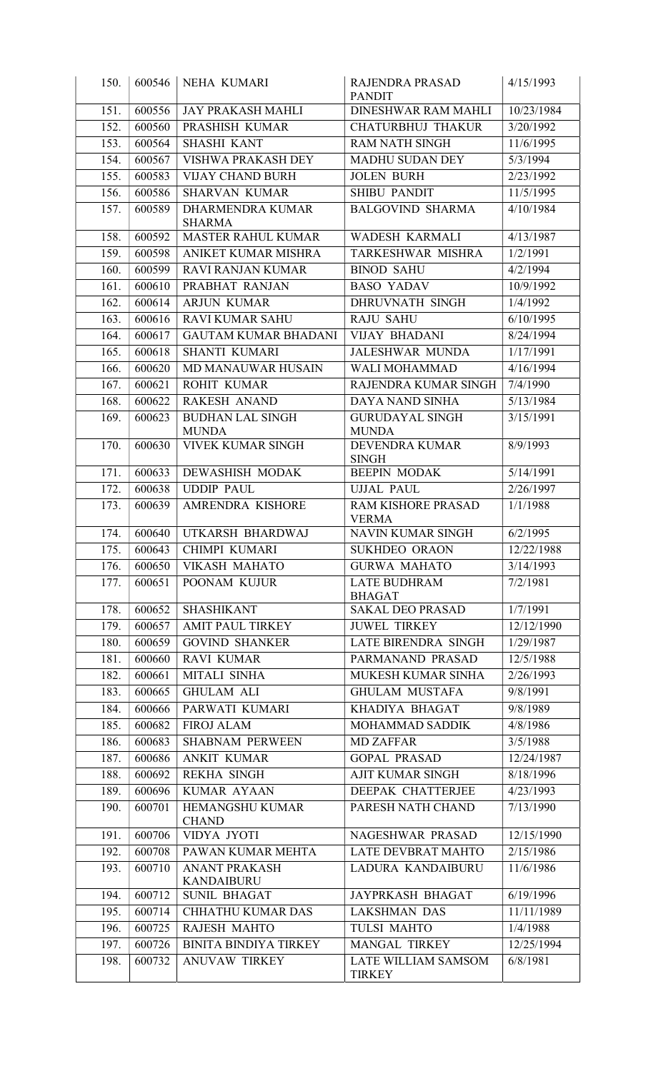| 150. | 600546 | NEHA KUMARI | RAJENDRA PRASAD PANDIT | 4/15/1993 |
|---|---|---|---|---|
| 151. | 600556 | JAY PRAKASH MAHLI | DINESHWAR RAM MAHLI | 10/23/1984 |
| 152. | 600560 | PRASHISH KUMAR | CHATURBHUJ THAKUR | 3/20/1992 |
| 153. | 600564 | SHASHI KANT | RAM NATH SINGH | 11/6/1995 |
| 154. | 600567 | VISHWA PRAKASH DEY | MADHU SUDAN DEY | 5/3/1994 |
| 155. | 600583 | VIJAY CHAND BURH | JOLEN BURH | 2/23/1992 |
| 156. | 600586 | SHARVAN KUMAR | SHIBU PANDIT | 11/5/1995 |
| 157. | 600589 | DHARMENDRA KUMAR SHARMA | BALGOVIND SHARMA | 4/10/1984 |
| 158. | 600592 | MASTER RAHUL KUMAR | WADESH KARMALI | 4/13/1987 |
| 159. | 600598 | ANIKET KUMAR MISHRA | TARKESHWAR MISHRA | 1/2/1991 |
| 160. | 600599 | RAVI RANJAN KUMAR | BINOD SAHU | 4/2/1994 |
| 161. | 600610 | PRABHAT RANJAN | BASO YADAV | 10/9/1992 |
| 162. | 600614 | ARJUN KUMAR | DHRUVNATH SINGH | 1/4/1992 |
| 163. | 600616 | RAVI KUMAR SAHU | RAJU SAHU | 6/10/1995 |
| 164. | 600617 | GAUTAM KUMAR BHADANI | VIJAY BHADANI | 8/24/1994 |
| 165. | 600618 | SHANTI KUMARI | JALESHWAR MUNDA | 1/17/1991 |
| 166. | 600620 | MD MANAUWAR HUSAIN | WALI MOHAMMAD | 4/16/1994 |
| 167. | 600621 | ROHIT KUMAR | RAJENDRA KUMAR SINGH | 7/4/1990 |
| 168. | 600622 | RAKESH ANAND | DAYA NAND SINHA | 5/13/1984 |
| 169. | 600623 | BUDHAN LAL SINGH MUNDA | GURUDAYAL SINGH MUNDA | 3/15/1991 |
| 170. | 600630 | VIVEK KUMAR SINGH | DEVENDRA KUMAR SINGH | 8/9/1993 |
| 171. | 600633 | DEWASHISH MODAK | BEEPIN MODAK | 5/14/1991 |
| 172. | 600638 | UDDIP PAUL | UJJAL PAUL | 2/26/1997 |
| 173. | 600639 | AMRENDRA KISHORE | RAM KISHORE PRASAD VERMA | 1/1/1988 |
| 174. | 600640 | UTKARSH BHARDWAJ | NAVIN KUMAR SINGH | 6/2/1995 |
| 175. | 600643 | CHIMPI KUMARI | SUKHDEO ORAON | 12/22/1988 |
| 176. | 600650 | VIKASH MAHATO | GURWA MAHATO | 3/14/1993 |
| 177. | 600651 | POONAM KUJUR | LATE BUDHRAM BHAGAT | 7/2/1981 |
| 178. | 600652 | SHASHIKANT | SAKAL DEO PRASAD | 1/7/1991 |
| 179. | 600657 | AMIT PAUL TIRKEY | JUWEL TIRKEY | 12/12/1990 |
| 180. | 600659 | GOVIND SHANKER | LATE BIRENDRA SINGH | 1/29/1987 |
| 181. | 600660 | RAVI KUMAR | PARMANAND PRASAD | 12/5/1988 |
| 182. | 600661 | MITALI SINHA | MUKESH KUMAR SINHA | 2/26/1993 |
| 183. | 600665 | GHULAM ALI | GHULAM MUSTAFA | 9/8/1991 |
| 184. | 600666 | PARWATI KUMARI | KHADIYA BHAGAT | 9/8/1989 |
| 185. | 600682 | FIROJ ALAM | MOHAMMAD SADDIK | 4/8/1986 |
| 186. | 600683 | SHABNAM PERWEEN | MD ZAFFAR | 3/5/1988 |
| 187. | 600686 | ANKIT KUMAR | GOPAL PRASAD | 12/24/1987 |
| 188. | 600692 | REKHA SINGH | AJIT KUMAR SINGH | 8/18/1996 |
| 189. | 600696 | KUMAR AYAAN | DEEPAK CHATTERJEE | 4/23/1993 |
| 190. | 600701 | HEMANGSHU KUMAR CHAND | PARESH NATH CHAND | 7/13/1990 |
| 191. | 600706 | VIDYA JYOTI | NAGESHWAR PRASAD | 12/15/1990 |
| 192. | 600708 | PAWAN KUMAR MEHTA | LATE DEVBRAT MAHTO | 2/15/1986 |
| 193. | 600710 | ANANT PRAKASH KANDAIBURU | LADURA KANDAIBURU | 11/6/1986 |
| 194. | 600712 | SUNIL BHAGAT | JAYPRKASH BHAGAT | 6/19/1996 |
| 195. | 600714 | CHHATHU KUMAR DAS | LAKSHMAN DAS | 11/11/1989 |
| 196. | 600725 | RAJESH MAHTO | TULSI MAHTO | 1/4/1988 |
| 197. | 600726 | BINITA BINDIYA TIRKEY | MANGAL TIRKEY | 12/25/1994 |
| 198. | 600732 | ANUVAW TIRKEY | LATE WILLIAM SAMSOM TIRKEY | 6/8/1981 |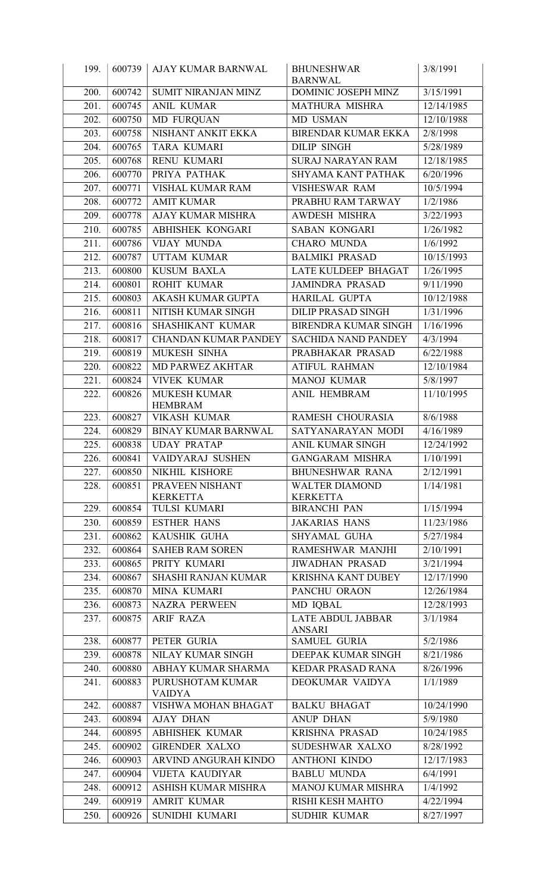| 199. | 600739 | AJAY KUMAR BARNWAL | BHUNESHWAR BARNWAL | 3/8/1991 |
|---|---|---|---|---|
| 200. | 600742 | SUMIT NIRANJAN MINZ | DOMINIC JOSEPH MINZ | 3/15/1991 |
| 201. | 600745 | ANIL KUMAR | MATHURA MISHRA | 12/14/1985 |
| 202. | 600750 | MD FURQUAN | MD USMAN | 12/10/1988 |
| 203. | 600758 | NISHANT ANKIT EKKA | BIRENDAR KUMAR EKKA | 2/8/1998 |
| 204. | 600765 | TARA KUMARI | DILIP SINGH | 5/28/1989 |
| 205. | 600768 | RENU KUMARI | SURAJ NARAYAN RAM | 12/18/1985 |
| 206. | 600770 | PRIYA PATHAK | SHYAMA KANT PATHAK | 6/20/1996 |
| 207. | 600771 | VISHAL KUMAR RAM | VISHESWAR RAM | 10/5/1994 |
| 208. | 600772 | AMIT KUMAR | PRABHU RAM TARWAY | 1/2/1986 |
| 209. | 600778 | AJAY KUMAR MISHRA | AWDESH MISHRA | 3/22/1993 |
| 210. | 600785 | ABHISHEK KONGARI | SABAN KONGARI | 1/26/1982 |
| 211. | 600786 | VIJAY MUNDA | CHARO MUNDA | 1/6/1992 |
| 212. | 600787 | UTTAM KUMAR | BALMIKI PRASAD | 10/15/1993 |
| 213. | 600800 | KUSUM BAXLA | LATE KULDEEP BHAGAT | 1/26/1995 |
| 214. | 600801 | ROHIT KUMAR | JAMINDRA PRASAD | 9/11/1990 |
| 215. | 600803 | AKASH KUMAR GUPTA | HARILAL GUPTA | 10/12/1988 |
| 216. | 600811 | NITISH KUMAR SINGH | DILIP PRASAD SINGH | 1/31/1996 |
| 217. | 600816 | SHASHIKANT KUMAR | BIRENDRA KUMAR SINGH | 1/16/1996 |
| 218. | 600817 | CHANDAN KUMAR PANDEY | SACHIDA NAND PANDEY | 4/3/1994 |
| 219. | 600819 | MUKESH SINHA | PRABHAKAR PRASAD | 6/22/1988 |
| 220. | 600822 | MD PARWEZ AKHTAR | ATIFUL RAHMAN | 12/10/1984 |
| 221. | 600824 | VIVEK KUMAR | MANOJ KUMAR | 5/8/1997 |
| 222. | 600826 | MUKESH KUMAR HEMBRAM | ANIL HEMBRAM | 11/10/1995 |
| 223. | 600827 | VIKASH KUMAR | RAMESH CHOURASIA | 8/6/1988 |
| 224. | 600829 | BINAY KUMAR BARNWAL | SATYANARAYAN MODI | 4/16/1989 |
| 225. | 600838 | UDAY PRATAP | ANIL KUMAR SINGH | 12/24/1992 |
| 226. | 600841 | VAIDYARAJ SUSHEN | GANGARAM MISHRA | 1/10/1991 |
| 227. | 600850 | NIKHIL KISHORE | BHUNESHWAR RANA | 2/12/1991 |
| 228. | 600851 | PRAVEEN NISHANT KERKETTA | WALTER DIAMOND KERKETTA | 1/14/1981 |
| 229. | 600854 | TULSI KUMARI | BIRANCHI PAN | 1/15/1994 |
| 230. | 600859 | ESTHER HANS | JAKARIAS HANS | 11/23/1986 |
| 231. | 600862 | KAUSHIK GUHA | SHYAMAL GUHA | 5/27/1984 |
| 232. | 600864 | SAHEB RAM SOREN | RAMESHWAR MANJHI | 2/10/1991 |
| 233. | 600865 | PRITY KUMARI | JIWADHAN PRASAD | 3/21/1994 |
| 234. | 600867 | SHASHI RANJAN KUMAR | KRISHNA KANT DUBEY | 12/17/1990 |
| 235. | 600870 | MINA KUMARI | PANCHU ORAON | 12/26/1984 |
| 236. | 600873 | NAZRA PERWEEN | MD IQBAL | 12/28/1993 |
| 237. | 600875 | ARIF RAZA | LATE ABDUL JABBAR ANSARI | 3/1/1984 |
| 238. | 600877 | PETER GURIA | SAMUEL GURIA | 5/2/1986 |
| 239. | 600878 | NILAY KUMAR SINGH | DEEPAK KUMAR SINGH | 8/21/1986 |
| 240. | 600880 | ABHAY KUMAR SHARMA | KEDAR PRASAD RANA | 8/26/1996 |
| 241. | 600883 | PURUSHOTAM KUMAR VAIDYA | DEOKUMAR VAIDYA | 1/1/1989 |
| 242. | 600887 | VISHWA MOHAN BHAGAT | BALKU BHAGAT | 10/24/1990 |
| 243. | 600894 | AJAY DHAN | ANUP DHAN | 5/9/1980 |
| 244. | 600895 | ABHISHEK KUMAR | KRISHNA PRASAD | 10/24/1985 |
| 245. | 600902 | GIRENDER XALXO | SUDESHWAR XALXO | 8/28/1992 |
| 246. | 600903 | ARVIND ANGURAH KINDO | ANTHONI KINDO | 12/17/1983 |
| 247. | 600904 | VIJETA KAUDIYAR | BABLU MUNDA | 6/4/1991 |
| 248. | 600912 | ASHISH KUMAR MISHRA | MANOJ KUMAR MISHRA | 1/4/1992 |
| 249. | 600919 | AMRIT KUMAR | RISHI KESH MAHTO | 4/22/1994 |
| 250. | 600926 | SUNIDHI KUMARI | SUDHIR KUMAR | 8/27/1997 |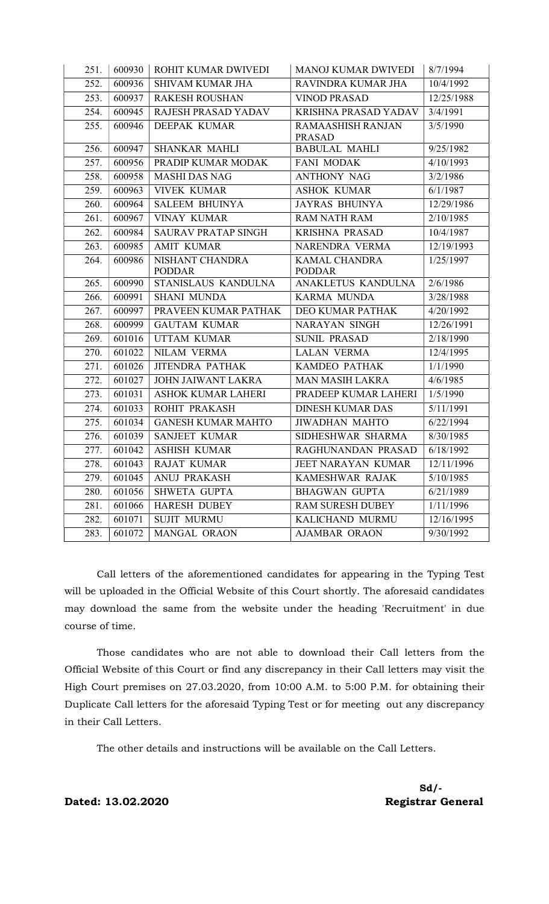| | | | | |
|---|---|---|---|---|
| 251. | 600930 | ROHIT KUMAR DWIVEDI | MANOJ KUMAR DWIVEDI | 8/7/1994 |
| 252. | 600936 | SHIVAM KUMAR JHA | RAVINDRA KUMAR JHA | 10/4/1992 |
| 253. | 600937 | RAKESH ROUSHAN | VINOD PRASAD | 12/25/1988 |
| 254. | 600945 | RAJESH PRASAD YADAV | KRISHNA PRASAD YADAV | 3/4/1991 |
| 255. | 600946 | DEEPAK KUMAR | RAMAASHISH RANJAN PRASAD | 3/5/1990 |
| 256. | 600947 | SHANKAR MAHLI | BABULAL MAHLI | 9/25/1982 |
| 257. | 600956 | PRADIP KUMAR MODAK | FANI MODAK | 4/10/1993 |
| 258. | 600958 | MASHI DAS NAG | ANTHONY NAG | 3/2/1986 |
| 259. | 600963 | VIVEK KUMAR | ASHOK KUMAR | 6/1/1987 |
| 260. | 600964 | SALEEM BHUINYA | JAYRAS BHUINYA | 12/29/1986 |
| 261. | 600967 | VINAY KUMAR | RAM NATH RAM | 2/10/1985 |
| 262. | 600984 | SAURAV PRATAP SINGH | KRISHNA PRASAD | 10/4/1987 |
| 263. | 600985 | AMIT KUMAR | NARENDRA VERMA | 12/19/1993 |
| 264. | 600986 | NISHANT CHANDRA PODDAR | KAMAL CHANDRA PODDAR | 1/25/1997 |
| 265. | 600990 | STANISLAUS KANDULNA | ANAKLETUS KANDULNA | 2/6/1986 |
| 266. | 600991 | SHANI MUNDA | KARMA MUNDA | 3/28/1988 |
| 267. | 600997 | PRAVEEN KUMAR PATHAK | DEO KUMAR PATHAK | 4/20/1992 |
| 268. | 600999 | GAUTAM KUMAR | NARAYAN SINGH | 12/26/1991 |
| 269. | 601016 | UTTAM KUMAR | SUNIL PRASAD | 2/18/1990 |
| 270. | 601022 | NILAM VERMA | LALAN VERMA | 12/4/1995 |
| 271. | 601026 | JITENDRA PATHAK | KAMDEO PATHAK | 1/1/1990 |
| 272. | 601027 | JOHN JAIWANT LAKRA | MAN MASIH LAKRA | 4/6/1985 |
| 273. | 601031 | ASHOK KUMAR LAHERI | PRADEEP KUMAR LAHERI | 1/5/1990 |
| 274. | 601033 | ROHIT PRAKASH | DINESH KUMAR DAS | 5/11/1991 |
| 275. | 601034 | GANESH KUMAR MAHTO | JIWADHAN MAHTO | 6/22/1994 |
| 276. | 601039 | SANJEET KUMAR | SIDHESHWAR SHARMA | 8/30/1985 |
| 277. | 601042 | ASHISH KUMAR | RAGHUNANDAN PRASAD | 6/18/1992 |
| 278. | 601043 | RAJAT KUMAR | JEET NARAYAN KUMAR | 12/11/1996 |
| 279. | 601045 | ANUJ PRAKASH | KAMESHWAR RAJAK | 5/10/1985 |
| 280. | 601056 | SHWETA GUPTA | BHAGWAN GUPTA | 6/21/1989 |
| 281. | 601066 | HARESH DUBEY | RAM SURESH DUBEY | 1/11/1996 |
| 282. | 601071 | SUJIT MURMU | KALICHAND MURMU | 12/16/1995 |
| 283. | 601072 | MANGAL ORAON | AJAMBAR ORAON | 9/30/1992 |

Call letters of the aforementioned candidates for appearing in the Typing Test will be uploaded in the Official Website of this Court shortly. The aforesaid candidates may download the same from the website under the heading 'Recruitment' in due course of time.

Those candidates who are not able to download their Call letters from the Official Website of this Court or find any discrepancy in their Call letters may visit the High Court premises on 27.03.2020, from 10:00 A.M. to 5:00 P.M. for obtaining their Duplicate Call letters for the aforesaid Typing Test or for meeting out any discrepancy in their Call Letters.

The other details and instructions will be available on the Call Letters.

**Sd/-**

**Dated: 13.02.2020** **Registrar General**